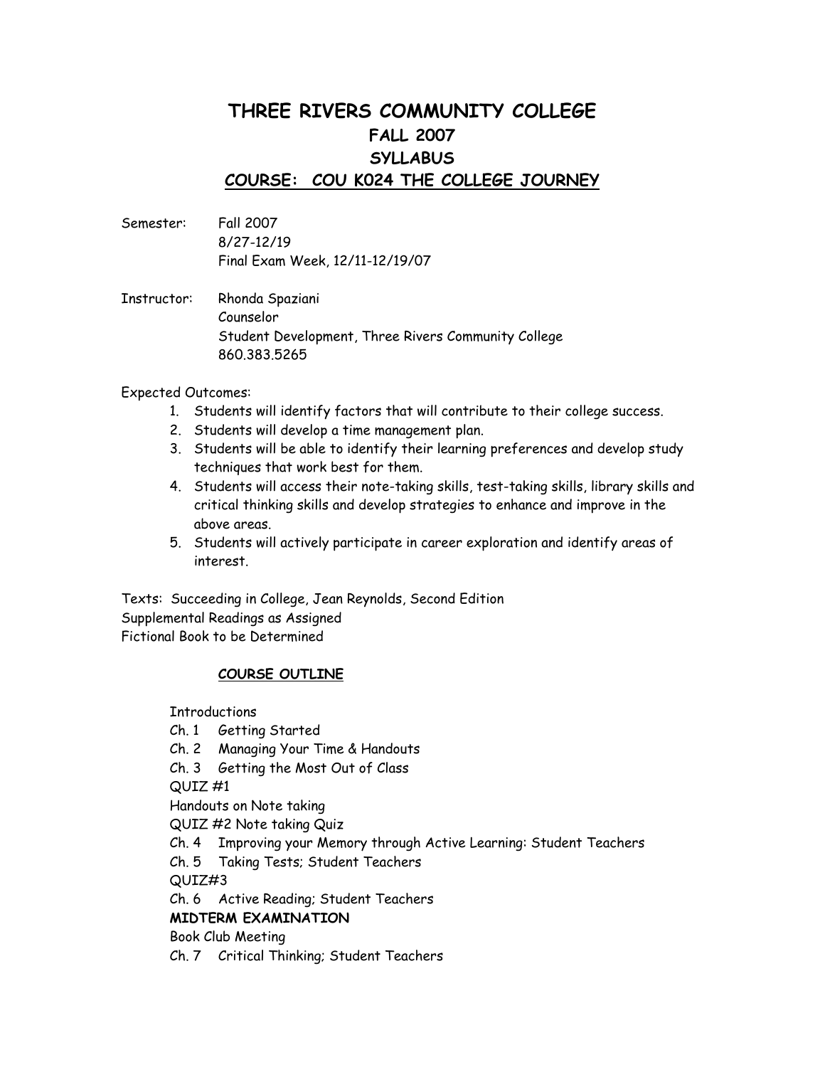# THREE RIVERS COMMUNITY COLLEGE
## FALL 2007
## SYLLABUS
## COURSE: COU K024 THE COLLEGE JOURNEY

Semester: Fall 2007
8/27-12/19
Final Exam Week, 12/11-12/19/07

Instructor: Rhonda Spaziani
Counselor
Student Development, Three Rivers Community College
860.383.5265

Expected Outcomes:

1. Students will identify factors that will contribute to their college success.
2. Students will develop a time management plan.
3. Students will be able to identify their learning preferences and develop study techniques that work best for them.
4. Students will access their note-taking skills, test-taking skills, library skills and critical thinking skills and develop strategies to enhance and improve in the above areas.
5. Students will actively participate in career exploration and identify areas of interest.

Texts: Succeeding in College, Jean Reynolds, Second Edition
Supplemental Readings as Assigned
Fictional Book to be Determined

### COURSE OUTLINE

Introductions
Ch. 1 Getting Started
Ch. 2 Managing Your Time & Handouts
Ch. 3 Getting the Most Out of Class
QUIZ #1
Handouts on Note taking
QUIZ #2 Note taking Quiz
Ch. 4 Improving your Memory through Active Learning: Student Teachers
Ch. 5 Taking Tests; Student Teachers
QUIZ#3
Ch. 6 Active Reading; Student Teachers
**MIDTERM EXAMINATION**
Book Club Meeting
Ch. 7 Critical Thinking; Student Teachers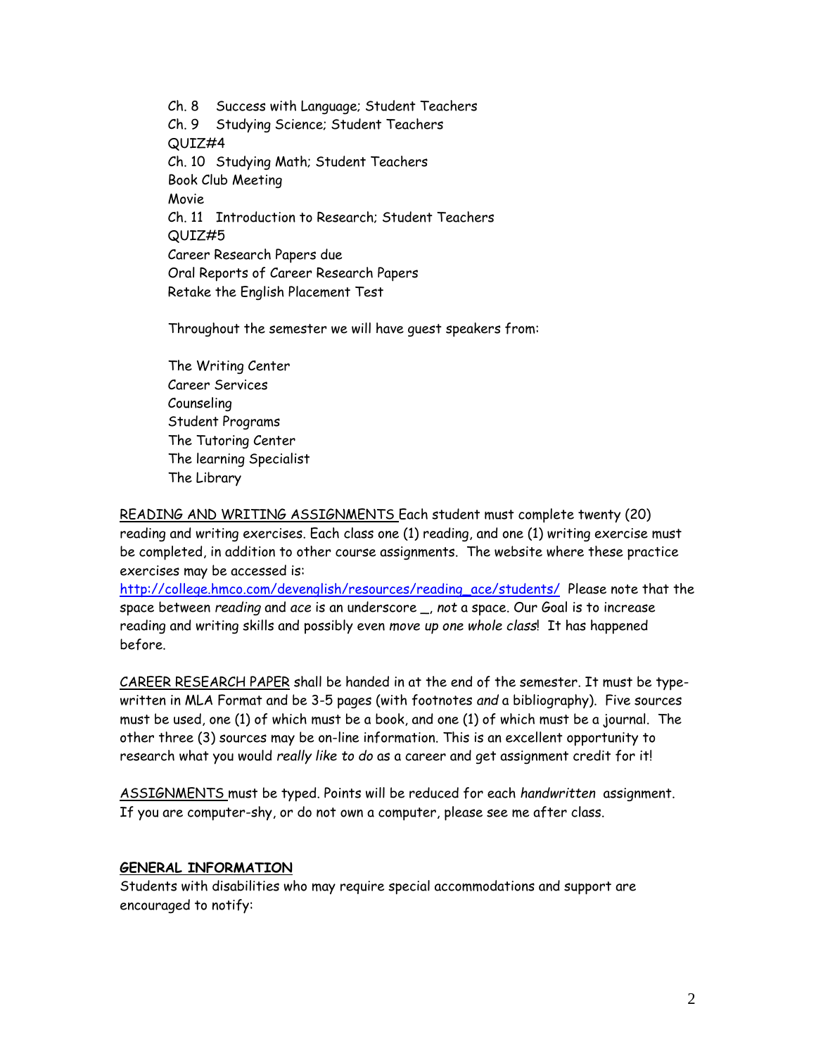Ch. 8 Success with Language; Student Teachers
Ch. 9 Studying Science; Student Teachers
QUIZ#4
Ch. 10 Studying Math; Student Teachers
Book Club Meeting
Movie
Ch. 11 Introduction to Research; Student Teachers
QUIZ#5
Career Research Papers due
Oral Reports of Career Research Papers
Retake the English Placement Test

Throughout the semester we will have guest speakers from:

The Writing Center
Career Services
Counseling
Student Programs
The Tutoring Center
The learning Specialist
The Library

<u>READING AND WRITING ASSIGNMENTS</u> Each student must complete twenty (20) reading and writing exercises. Each class one (1) reading, and one (1) writing exercise must be completed, in addition to other course assignments. The website where these practice exercises may be accessed is: http://college.hmco.com/devenglish/resources/reading_ace/students/ Please note that the space between *reading* and *ace* is an underscore _, *not* a space. Our Goal is to increase reading and writing skills and possibly even *move up one whole class*! It has happened before.

<u>CAREER RESEARCH PAPER</u> shall be handed in at the end of the semester. It must be type-written in MLA Format and be 3-5 pages (with footnotes *and* a bibliography). Five sources must be used, one (1) of which must be a book, and one (1) of which must be a journal. The other three (3) sources may be on-line information. This is an excellent opportunity to research what you would *really like to do* as a career and get assignment credit for it!

<u>ASSIGNMENTS</u> must be typed. Points will be reduced for each *handwritten* assignment. If you are computer-shy, or do not own a computer, please see me after class.

**<u>GENERAL INFORMATION</u>**

Students with disabilities who may require special accommodations and support are encouraged to notify: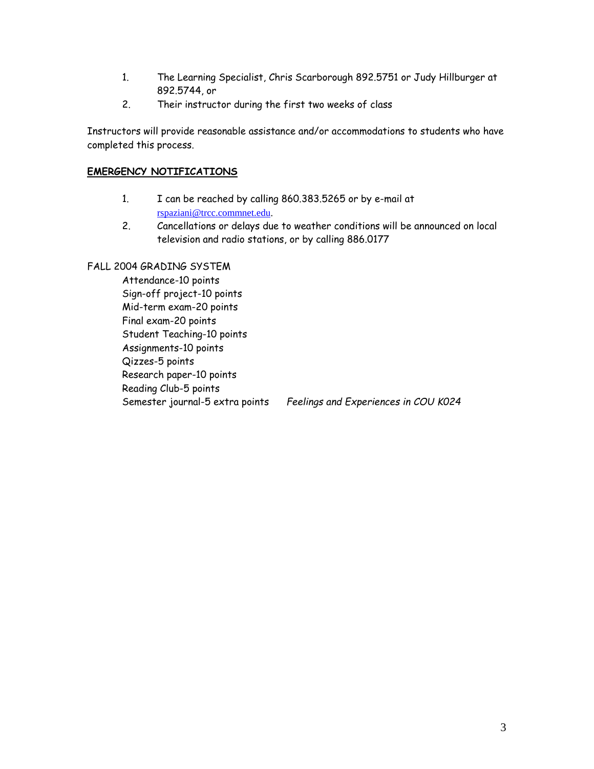1. The Learning Specialist, Chris Scarborough 892.5751 or Judy Hillburger at 892.5744, or
2. Their instructor during the first two weeks of class

Instructors will provide reasonable assistance and/or accommodations to students who have completed this process.

## EMERGENCY NOTIFICATIONS

1. I can be reached by calling 860.383.5265 or by e-mail at rspaziani@trcc.commnet.edu.
2. Cancellations or delays due to weather conditions will be announced on local television and radio stations, or by calling 886.0177

FALL 2004 GRADING SYSTEM

- Attendance-10 points
- Sign-off project-10 points
- Mid-term exam-20 points
- Final exam-20 points
- Student Teaching-10 points
- Assignments-10 points
- Qizzes-5 points
- Research paper-10 points
- Reading Club-5 points
- Semester journal-5 extra points *Feelings and Experiences in COU K024*